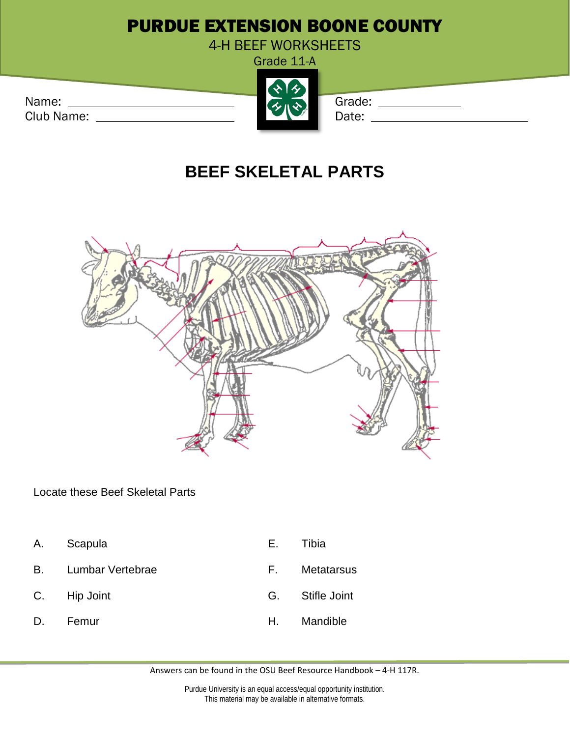# PURDUE EXTENSION BOONE COUNTY

4-H BEEF WORKSHEETS

Grade 11-A

Name: ____________________

Club Name: ____________________

Grade: ____________

Date: ____________________

## BEEF SKELETAL PARTS

Locate these Beef Skeletal Parts

A. Scapula

B. Lumbar Vertebrae

C. Hip Joint

D. Femur

E. Tibia

F. Metatarsus

G. Stifle Joint

H. Mandible

Answers can be found in the OSU Beef Resource Handbook – 4-H 117R.

Purdue University is an equal access/equal opportunity institution.
This material may be available in alternative formats.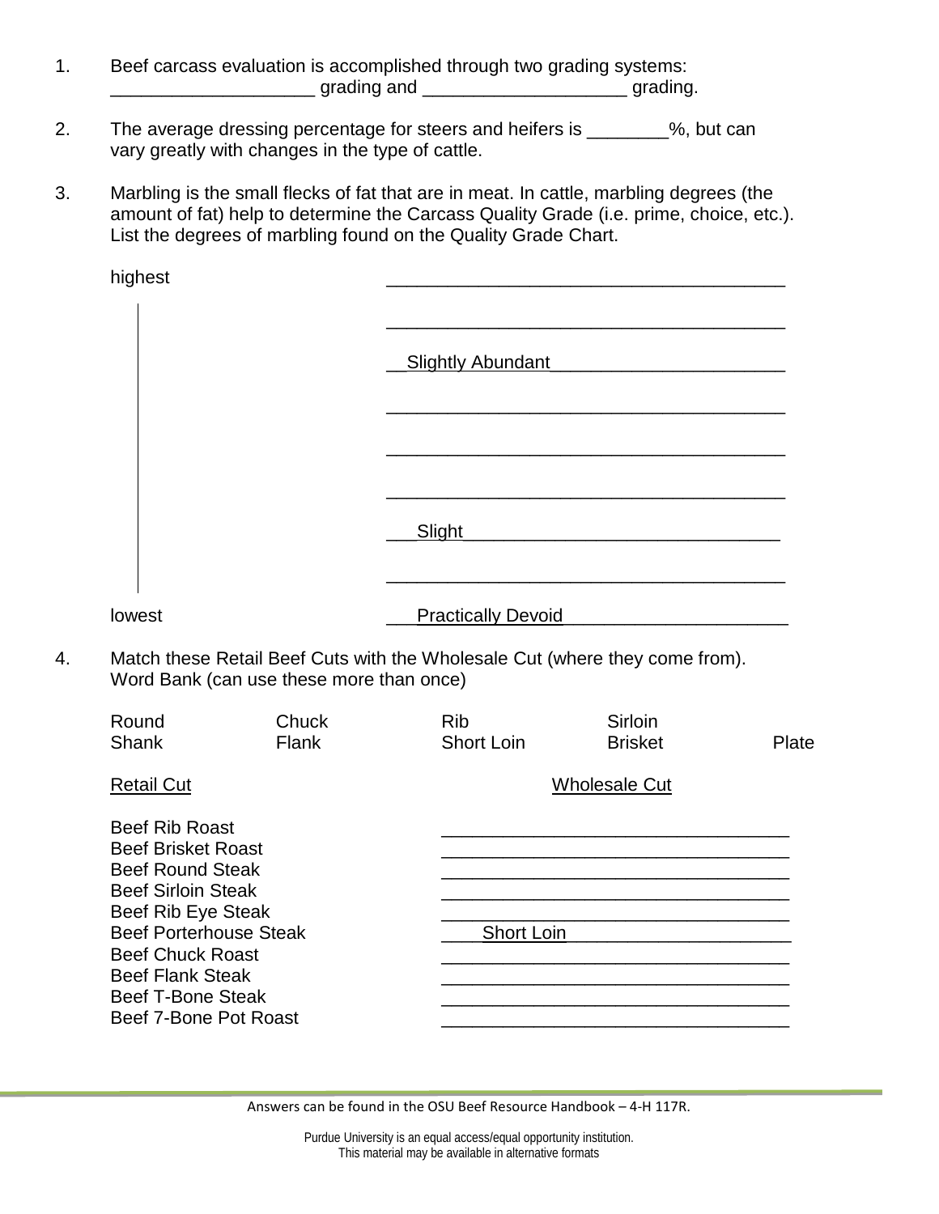1. Beef carcass evaluation is accomplished through two grading systems: ____________________ grading and ____________________ grading.

2. The average dressing percentage for steers and heifers is ________%, but can vary greatly with changes in the type of cattle.

3. Marbling is the small flecks of fat that are in meat. In cattle, marbling degrees (the amount of fat) help to determine the Carcass Quality Grade (i.e. prime, choice, etc.). List the degrees of marbling found on the Quality Grade Chart.

highest ________________________________________

________________________________________

__Slightly Abundant_______________________

________________________________________

________________________________________

________________________________________

___Slight________________________________

________________________________________

lowest ___Practically Devoid______________________

4. Match these Retail Beef Cuts with the Wholesale Cut (where they come from). Word Bank (can use these more than once)

| | | | | |
|---|---|---|---|---|
| Round | Chuck | Rib | Sirloin | |
| Shank | Flank | Short Loin | Brisket | Plate |

| Retail Cut | Wholesale Cut |
|---|---|
| Beef Rib Roast | __________________________________ |
| Beef Brisket Roast | __________________________________ |
| Beef Round Steak | __________________________________ |
| Beef Sirloin Steak | __________________________________ |
| Beef Rib Eye Steak | __________________________________ |
| Beef Porterhouse Steak | ____Short Loin______________________ |
| Beef Chuck Roast | __________________________________ |
| Beef Flank Steak | __________________________________ |
| Beef T-Bone Steak | __________________________________ |
| Beef 7-Bone Pot Roast | __________________________________ |

Answers can be found in the OSU Beef Resource Handbook – 4-H 117R.

Purdue University is an equal access/equal opportunity institution.
This material may be available in alternative formats